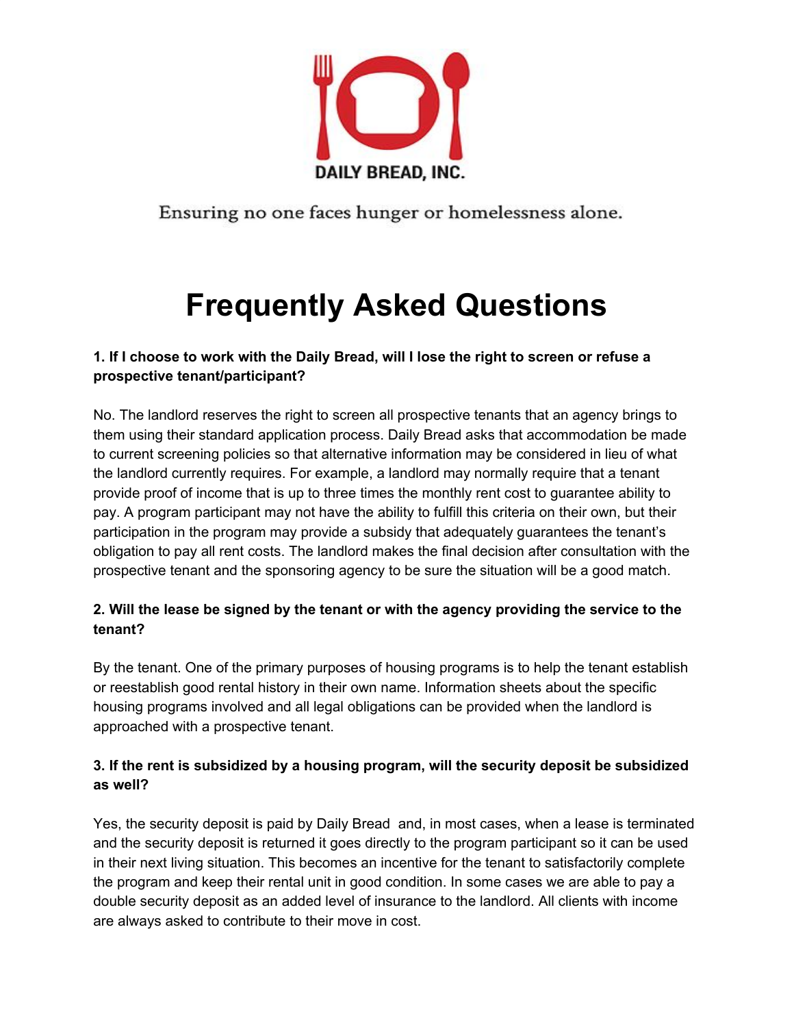DAILY BREAD, INC.

Ensuring no one faces hunger or homelessness alone.

# Frequently Asked Questions

**1. If I choose to work with the Daily Bread, will I lose the right to screen or refuse a prospective tenant/participant?**

No. The landlord reserves the right to screen all prospective tenants that an agency brings to them using their standard application process. Daily Bread asks that accommodation be made to current screening policies so that alternative information may be considered in lieu of what the landlord currently requires. For example, a landlord may normally require that a tenant provide proof of income that is up to three times the monthly rent cost to guarantee ability to pay. A program participant may not have the ability to fulfill this criteria on their own, but their participation in the program may provide a subsidy that adequately guarantees the tenant's obligation to pay all rent costs. The landlord makes the final decision after consultation with the prospective tenant and the sponsoring agency to be sure the situation will be a good match.

**2. Will the lease be signed by the tenant or with the agency providing the service to the tenant?**

By the tenant. One of the primary purposes of housing programs is to help the tenant establish or reestablish good rental history in their own name. Information sheets about the specific housing programs involved and all legal obligations can be provided when the landlord is approached with a prospective tenant.

**3. If the rent is subsidized by a housing program, will the security deposit be subsidized as well?**

Yes, the security deposit is paid by Daily Bread and, in most cases, when a lease is terminated and the security deposit is returned it goes directly to the program participant so it can be used in their next living situation. This becomes an incentive for the tenant to satisfactorily complete the program and keep their rental unit in good condition. In some cases we are able to pay a double security deposit as an added level of insurance to the landlord. All clients with income are always asked to contribute to their move in cost.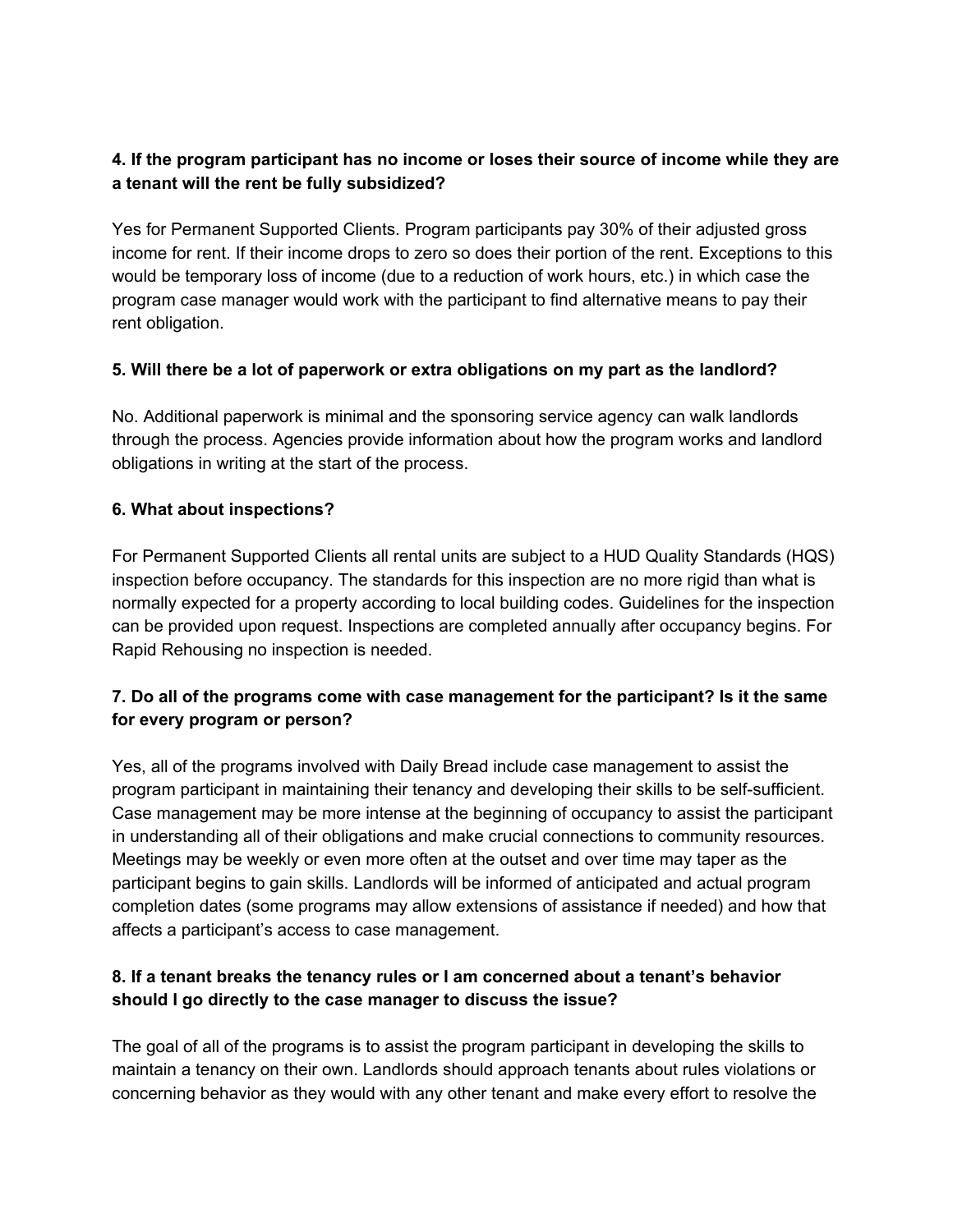**4. If the program participant has no income or loses their source of income while they are a tenant will the rent be fully subsidized?**

Yes for Permanent Supported Clients. Program participants pay 30% of their adjusted gross income for rent. If their income drops to zero so does their portion of the rent. Exceptions to this would be temporary loss of income (due to a reduction of work hours, etc.) in which case the program case manager would work with the participant to find alternative means to pay their rent obligation.

**5. Will there be a lot of paperwork or extra obligations on my part as the landlord?**

No. Additional paperwork is minimal and the sponsoring service agency can walk landlords through the process. Agencies provide information about how the program works and landlord obligations in writing at the start of the process.

**6. What about inspections?**

For Permanent Supported Clients all rental units are subject to a HUD Quality Standards (HQS) inspection before occupancy. The standards for this inspection are no more rigid than what is normally expected for a property according to local building codes. Guidelines for the inspection can be provided upon request. Inspections are completed annually after occupancy begins. For Rapid Rehousing no inspection is needed.

**7. Do all of the programs come with case management for the participant? Is it the same for every program or person?**

Yes, all of the programs involved with Daily Bread include case management to assist the program participant in maintaining their tenancy and developing their skills to be self-sufficient. Case management may be more intense at the beginning of occupancy to assist the participant in understanding all of their obligations and make crucial connections to community resources. Meetings may be weekly or even more often at the outset and over time may taper as the participant begins to gain skills. Landlords will be informed of anticipated and actual program completion dates (some programs may allow extensions of assistance if needed) and how that affects a participant's access to case management.

**8. If a tenant breaks the tenancy rules or I am concerned about a tenant's behavior should I go directly to the case manager to discuss the issue?**

The goal of all of the programs is to assist the program participant in developing the skills to maintain a tenancy on their own. Landlords should approach tenants about rules violations or concerning behavior as they would with any other tenant and make every effort to resolve the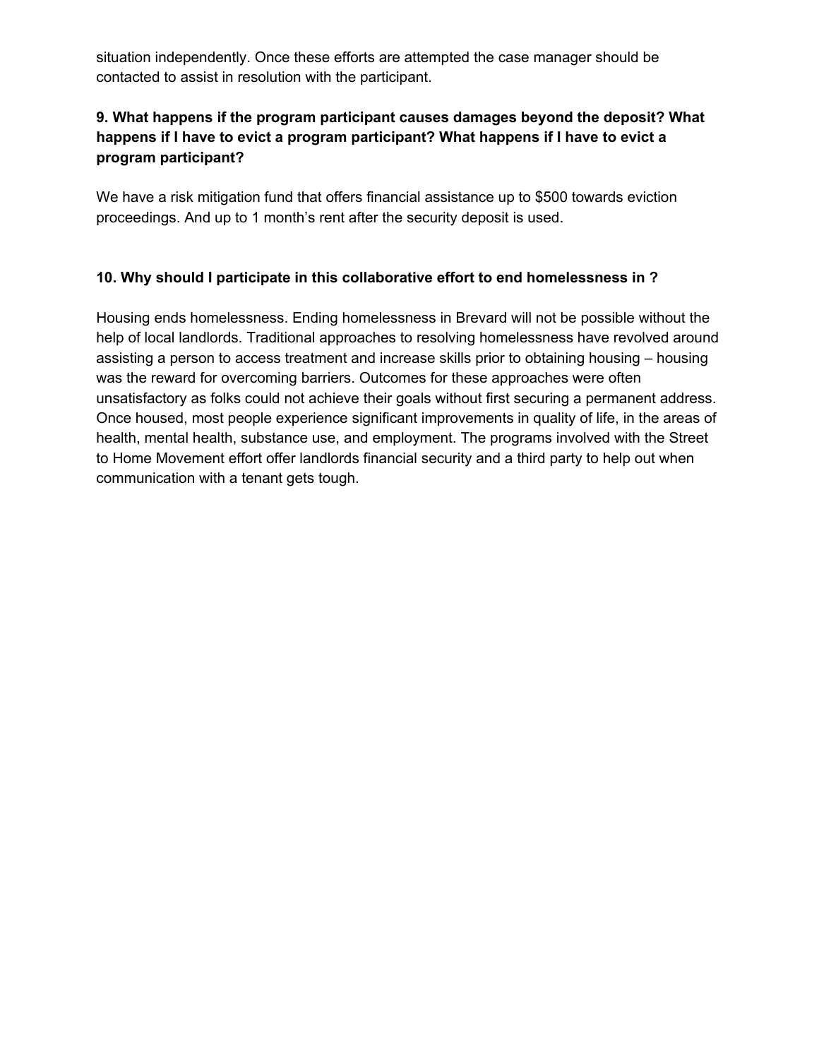situation independently. Once these efforts are attempted the case manager should be contacted to assist in resolution with the participant.

**9. What happens if the program participant causes damages beyond the deposit? What happens if I have to evict a program participant? What happens if I have to evict a program participant?**

We have a risk mitigation fund that offers financial assistance up to $500 towards eviction proceedings. And up to 1 month's rent after the security deposit is used.

**10. Why should I participate in this collaborative effort to end homelessness in ?**

Housing ends homelessness. Ending homelessness in Brevard will not be possible without the help of local landlords. Traditional approaches to resolving homelessness have revolved around assisting a person to access treatment and increase skills prior to obtaining housing – housing was the reward for overcoming barriers. Outcomes for these approaches were often unsatisfactory as folks could not achieve their goals without first securing a permanent address. Once housed, most people experience significant improvements in quality of life, in the areas of health, mental health, substance use, and employment. The programs involved with the Street to Home Movement effort offer landlords financial security and a third party to help out when communication with a tenant gets tough.